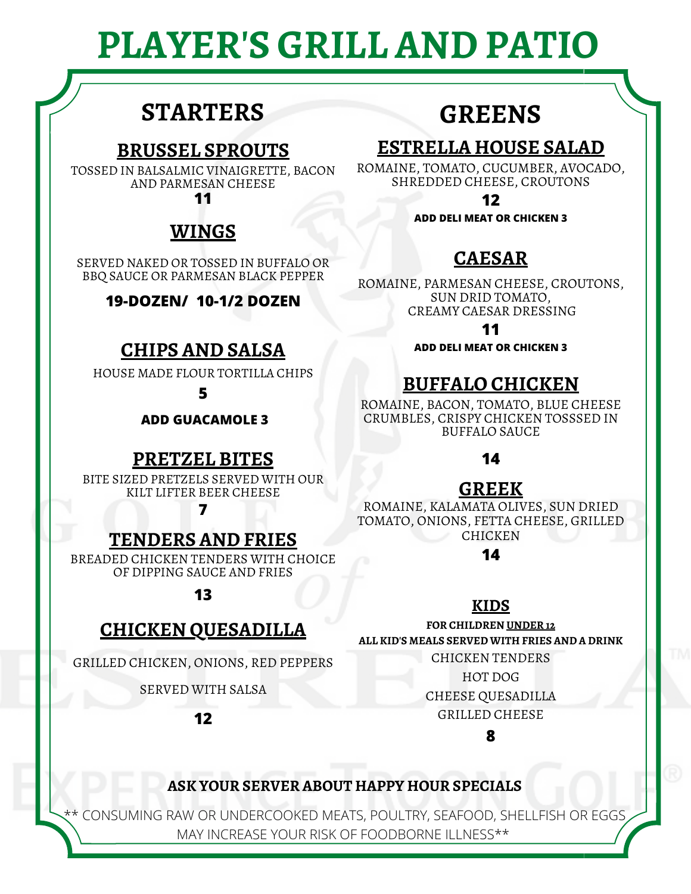# PLAYER'S GRILL AND PATIO

## STARTERS

### BRUSSEL SPROUTS

TOSSED IN BALSALMIC VINAIGRETTE, BACON AND PARMESAN CHEESE

**11**

### WINGS

SERVED NAKED OR TOSSED IN BUFFALO OR BBQ SAUCE OR PARMESAN BLACK PEPPER

**19-DOZEN/ 10-1/2 DOZEN**

### CHIPS AND SALSA

HOUSE MADE FLOUR TORTILLA CHIPS

**5**

**ADD GUACAMOLE 3**

### PRETZEL BITES

BITE SIZED PRETZELS SERVED WITH OUR KILT LIFTER BEER CHEESE

**7**

### TENDERS AND FRIES

BREADED CHICKEN TENDERS WITH CHOICE OF DIPPING SAUCE AND FRIES

**13**

### CHICKEN QUESADILLA

GRILLED CHICKEN, ONIONS, RED PEPPERS

SERVED WITH SALSA

**12**

## GREENS

### ESTRELLA HOUSE SALAD

ROMAINE, TOMATO, CUCUMBER, AVOCADO, SHREDDED CHEESE, CROUTONS

**12**

**ADD DELI MEAT OR CHICKEN 3**

### CAESAR

ROMAINE, PARMESAN CHEESE, CROUTONS, SUN DRID TOMATO, CREAMY CAESAR DRESSING

**11**

**ADD DELI MEAT OR CHICKEN 3**

### BUFFALO CHICKEN

ROMAINE, BACON, TOMATO, BLUE CHEESE CRUMBLES, CRISPY CHICKEN TOSSSED IN BUFFALO SAUCE

**14**

### GREEK

ROMAINE, KALAMATA OLIVES, SUN DRIED TOMATO, ONIONS, FETTA CHEESE, GRILLED CHICKEN

**14**

### KIDS

**FOR CHILDREN UNDER 12**

**ALL KID'S MEALS SERVED WITH FRIES AND A DRINK**

CHICKEN TENDERS

HOT DOG

CHEESE QUESADILLA

GRILLED CHEESE

**8**

**ASK YOUR SERVER ABOUT HAPPY HOUR SPECIALS**

** CONSUMING RAW OR UNDERCOOKED MEATS, POULTRY, SEAFOOD, SHELLFISH OR EGGS MAY INCREASE YOUR RISK OF FOODBORNE ILLNESS**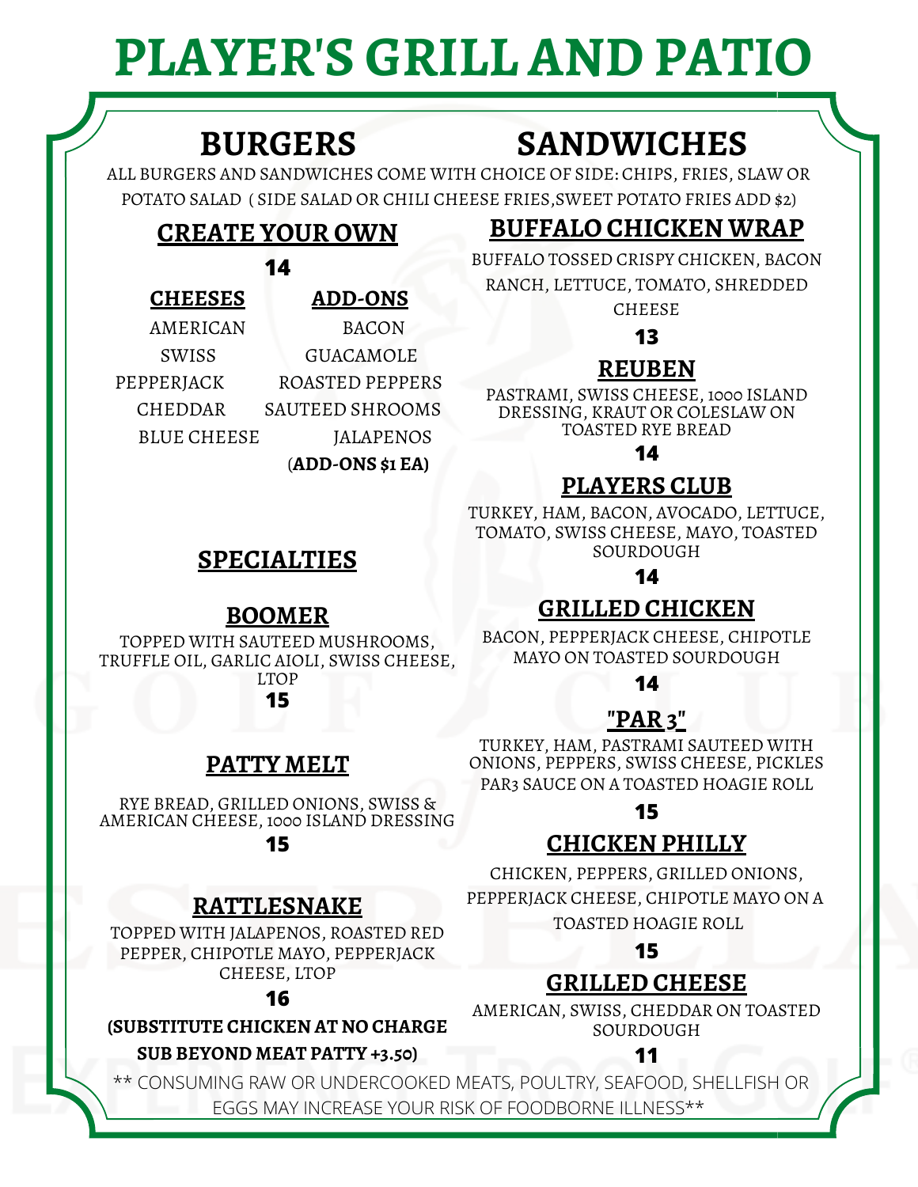# PLAYER'S GRILL AND PATIO

## BURGERS

## SANDWICHES

ALL BURGERS AND SANDWICHES COME WITH CHOICE OF SIDE: CHIPS, FRIES, SLAW OR POTATO SALAD ( SIDE SALAD OR CHILI CHEESE FRIES,SWEET POTATO FRIES ADD $2)

### CREATE YOUR OWN

**14**

| CHEESES | ADD-ONS |
|---|---|
| AMERICAN | BACON |
| SWISS | GUACAMOLE |
| PEPPERJACK | ROASTED PEPPERS |
| CHEDDAR | SAUTEED SHROOMS |
| BLUE CHEESE | JALAPENOS |

**(ADD-ONS $1 EA)**

### SPECIALTIES

#### BOOMER

TOPPED WITH SAUTEED MUSHROOMS, TRUFFLE OIL, GARLIC AIOLI, SWISS CHEESE, LTOP

**15**

#### PATTY MELT

RYE BREAD, GRILLED ONIONS, SWISS & AMERICAN CHEESE, 1000 ISLAND DRESSING

**15**

#### RATTLESNAKE

TOPPED WITH JALAPENOS, ROASTED RED PEPPER, CHIPOTLE MAYO, PEPPERJACK CHEESE, LTOP

**16**

**(SUBSTITUTE CHICKEN AT NO CHARGE**
**SUB BEYOND MEAT PATTY +3.50)**

### BUFFALO CHICKEN WRAP

BUFFALO TOSSED CRISPY CHICKEN, BACON RANCH, LETTUCE, TOMATO, SHREDDED CHEESE

**13**

### REUBEN

PASTRAMI, SWISS CHEESE, 1000 ISLAND DRESSING, KRAUT OR COLESLAW ON TOASTED RYE BREAD

**14**

### PLAYERS CLUB

TURKEY, HAM, BACON, AVOCADO, LETTUCE, TOMATO, SWISS CHEESE, MAYO, TOASTED SOURDOUGH

**14**

### GRILLED CHICKEN

BACON, PEPPERJACK CHEESE, CHIPOTLE MAYO ON TOASTED SOURDOUGH

**14**

### "PAR 3"

TURKEY, HAM, PASTRAMI SAUTEED WITH ONIONS, PEPPERS, SWISS CHEESE, PICKLES PAR3 SAUCE ON A TOASTED HOAGIE ROLL

**15**

### CHICKEN PHILLY

CHICKEN, PEPPERS, GRILLED ONIONS, PEPPERJACK CHEESE, CHIPOTLE MAYO ON A TOASTED HOAGIE ROLL

**15**

### GRILLED CHEESE

AMERICAN, SWISS, CHEDDAR ON TOASTED SOURDOUGH

**11**

** CONSUMING RAW OR UNDERCOOKED MEATS, POULTRY, SEAFOOD, SHELLFISH OR EGGS MAY INCREASE YOUR RISK OF FOODBORNE ILLNESS**